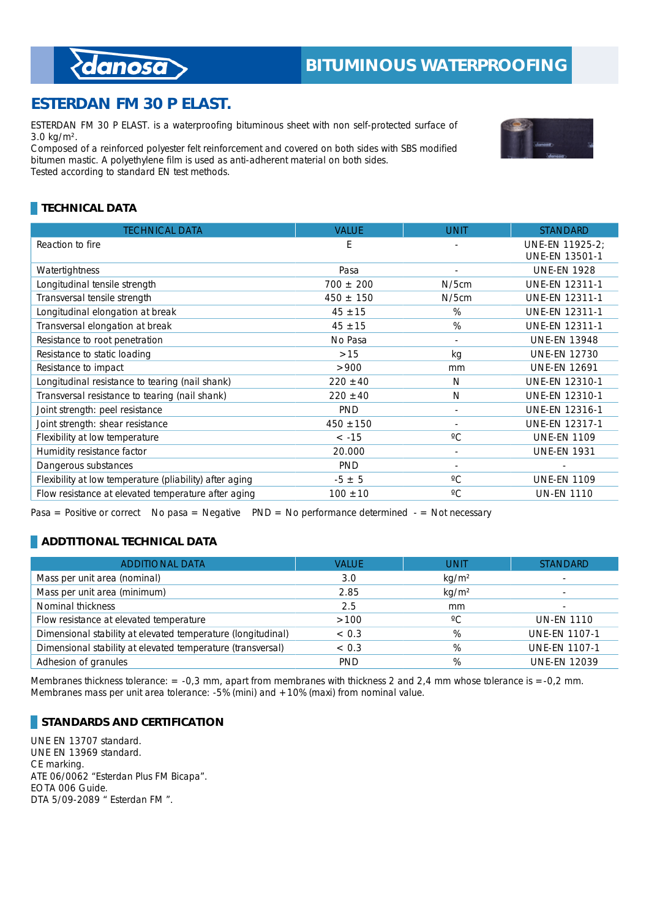# ESTERDAN FM 30 P ELAST.

ESTERDAN FM 30 P ELAST. is a waterproofing bituminous sheet with non self-protected surface of 3.0 kg/m².
Composed of a reinforced polyester felt reinforcement and covered on both sides with SBS modified bitumen mastic. A polyethylene film is used as anti-adherent material on both sides.
Tested according to standard EN test methods.

## TECHNICAL DATA

| TECHNICAL DATA | VALUE | UNIT | STANDARD |
|---|---|---|---|
| Reaction to fire | E | - | UNE-EN 11925-2; UNE-EN 13501-1 |
| Watertightness | Pasa | - | UNE-EN 1928 |
| Longitudinal tensile strength | 700 ± 200 | N/5cm | UNE-EN 12311-1 |
| Transversal tensile strength | 450 ± 150 | N/5cm | UNE-EN 12311-1 |
| Longitudinal elongation at break | 45 ±15 | % | UNE-EN 12311-1 |
| Transversal elongation at break | 45 ±15 | % | UNE-EN 12311-1 |
| Resistance to root penetration | No Pasa | - | UNE-EN 13948 |
| Resistance to static loading | >15 | kg | UNE-EN 12730 |
| Resistance to impact | >900 | mm | UNE-EN 12691 |
| Longitudinal resistance to tearing (nail shank) | 220 ±40 | N | UNE-EN 12310-1 |
| Transversal resistance to tearing (nail shank) | 220 ±40 | N | UNE-EN 12310-1 |
| Joint strength: peel resistance | PND | - | UNE-EN 12316-1 |
| Joint strength: shear resistance | 450 ±150 | - | UNE-EN 12317-1 |
| Flexibility at low temperature | < -15 | ºC | UNE-EN 1109 |
| Humidity resistance factor | 20.000 | - | UNE-EN 1931 |
| Dangerous substances | PND | - | - |
| Flexibility at low temperature (pliability) after aging | -5 ± 5 | ºC | UNE-EN 1109 |
| Flow resistance at elevated temperature after aging | 100 ±10 | ºC | UN-EN 1110 |

Pasa = Positive or correct   No pasa = Negative   PND = No performance determined   - = Not necessary

## ADDTITIONAL TECHNICAL DATA

| ADDITIONAL DATA | VALUE | UNIT | STANDARD |
|---|---|---|---|
| Mass per unit area (nominal) | 3.0 | kg/m² | - |
| Mass per unit area (minimum) | 2.85 | kg/m² | - |
| Nominal thickness | 2.5 | mm | - |
| Flow resistance at elevated temperature | >100 | ºC | UN-EN 1110 |
| Dimensional stability at elevated temperature (longitudinal) | < 0.3 | % | UNE-EN 1107-1 |
| Dimensional stability at elevated temperature (transversal) | < 0.3 | % | UNE-EN 1107-1 |
| Adhesion of granules | PND | % | UNE-EN 12039 |

Membranes thickness tolerance: = -0,3 mm, apart from membranes with thickness 2 and 2,4 mm whose tolerance is =-0,2 mm.
Membranes mass per unit area tolerance: -5% (mini) and +10% (maxi) from nominal value.

## STANDARDS AND CERTIFICATION

UNE EN 13707 standard.
UNE EN 13969 standard.
CE marking.
ATE 06/0062 "Esterdan Plus FM Bicapa".
EOTA 006 Guide.
DTA 5/09-2089 " Esterdan FM ".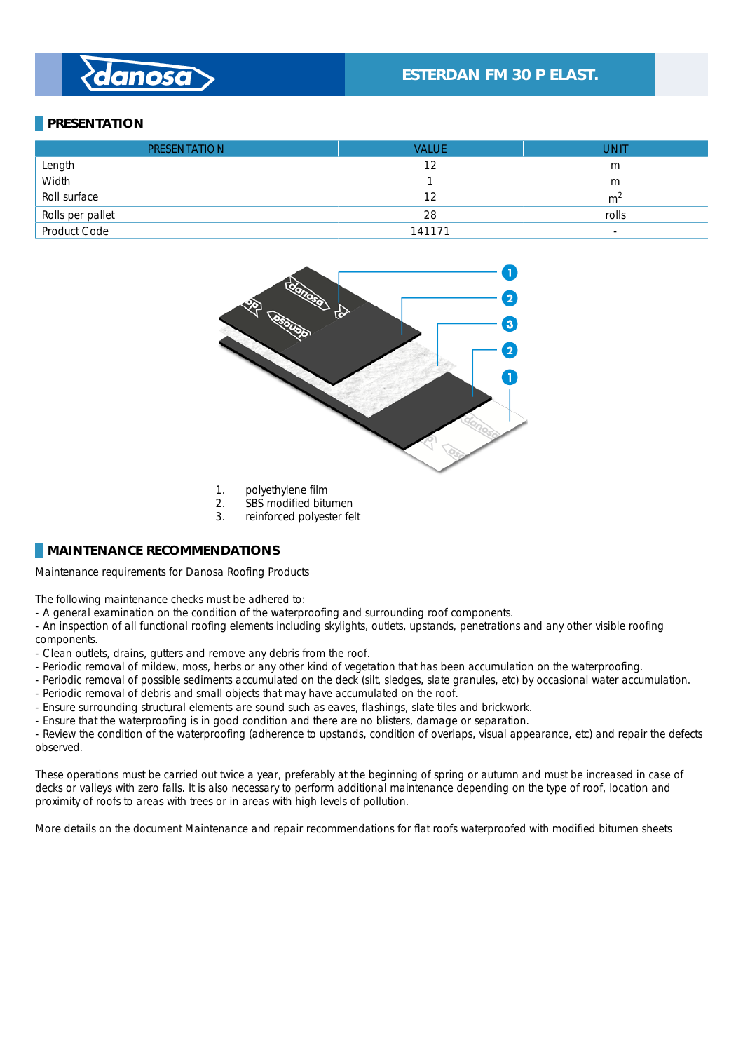## PRESENTATION

| PRESENTATION | VALUE | UNIT |
| --- | --- | --- |
| Length | 12 | m |
| Width | 1 | m |
| Roll surface | 12 | $m^2$ |
| Rolls per pallet | 28 | rolls |
| Product Code | 141171 | - |

1. polyethylene film
2. SBS modified bitumen
3. reinforced polyester felt

## MAINTENANCE RECOMMENDATIONS

Maintenance requirements for Danosa Roofing Products

The following maintenance checks must be adhered to:
- A general examination on the condition of the waterproofing and surrounding roof components.
- An inspection of all functional roofing elements including skylights, outlets, upstands, penetrations and any other visible roofing components.
- Clean outlets, drains, gutters and remove any debris from the roof.
- Periodic removal of mildew, moss, herbs or any other kind of vegetation that has been accumulation on the waterproofing.
- Periodic removal of possible sediments accumulated on the deck (silt, sledges, slate granules, etc) by occasional water accumulation.
- Periodic removal of debris and small objects that may have accumulated on the roof.
- Ensure surrounding structural elements are sound such as eaves, flashings, slate tiles and brickwork.
- Ensure that the waterproofing is in good condition and there are no blisters, damage or separation.
- Review the condition of the waterproofing (adherence to upstands, condition of overlaps, visual appearance, etc) and repair the defects observed.

These operations must be carried out twice a year, preferably at the beginning of spring or autumn and must be increased in case of decks or valleys with zero falls. It is also necessary to perform additional maintenance depending on the type of roof, location and proximity of roofs to areas with trees or in areas with high levels of pollution.

More details on the document Maintenance and repair recommendations for flat roofs waterproofed with modified bitumen sheets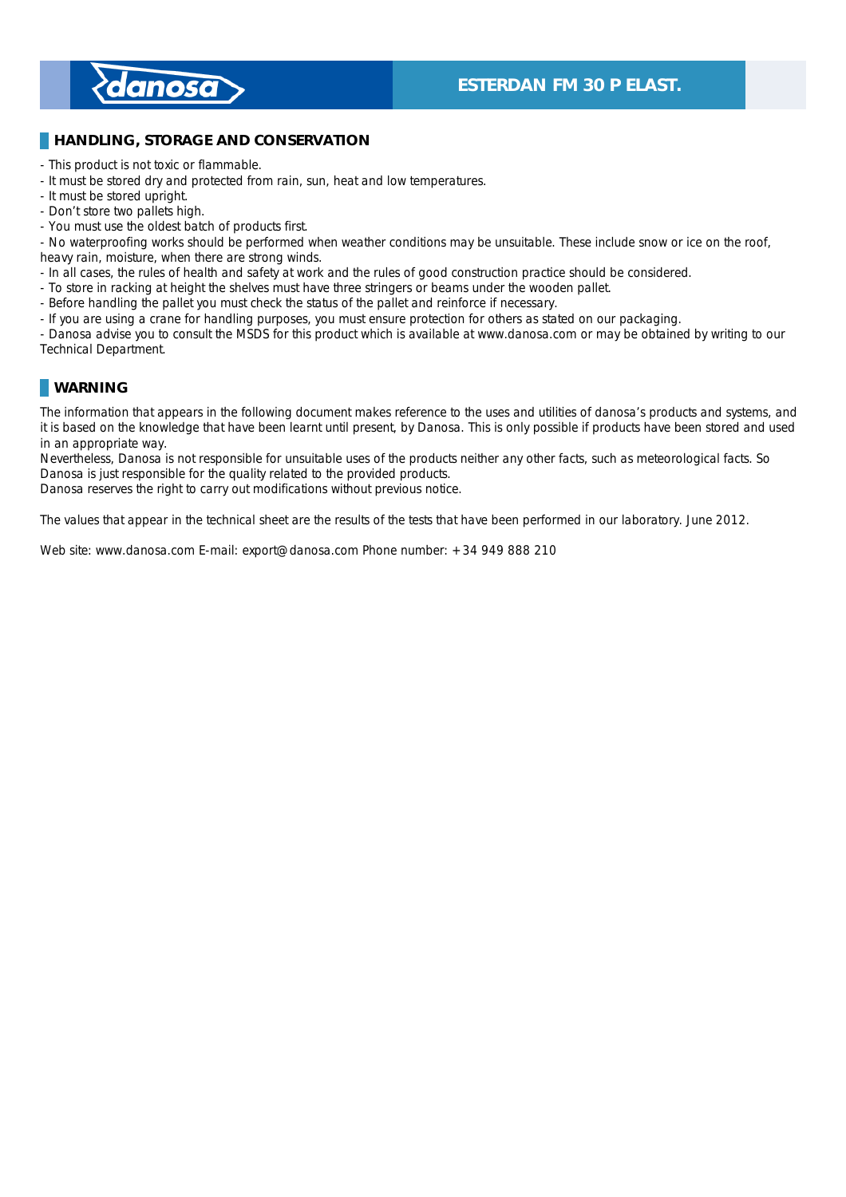## HANDLING, STORAGE AND CONSERVATION

- This product is not toxic or flammable.
- It must be stored dry and protected from rain, sun, heat and low temperatures.
- It must be stored upright.
- Don't store two pallets high.
- You must use the oldest batch of products first.
- No waterproofing works should be performed when weather conditions may be unsuitable. These include snow or ice on the roof, heavy rain, moisture, when there are strong winds.
- In all cases, the rules of health and safety at work and the rules of good construction practice should be considered.
- To store in racking at height the shelves must have three stringers or beams under the wooden pallet.
- Before handling the pallet you must check the status of the pallet and reinforce if necessary.
- If you are using a crane for handling purposes, you must ensure protection for others as stated on our packaging.
- Danosa advise you to consult the MSDS for this product which is available at www.danosa.com or may be obtained by writing to our Technical Department.

## WARNING

The information that appears in the following document makes reference to the uses and utilities of danosa's products and systems, and it is based on the knowledge that have been learnt until present, by Danosa. This is only possible if products have been stored and used in an appropriate way.
Nevertheless, Danosa is not responsible for unsuitable uses of the products neither any other facts, such as meteorological facts. So Danosa is just responsible for the quality related to the provided products.
Danosa reserves the right to carry out modifications without previous notice.

The values that appear in the technical sheet are the results of the tests that have been performed in our laboratory. June 2012.

Web site: www.danosa.com E-mail: export@danosa.com Phone number: +34 949 888 210